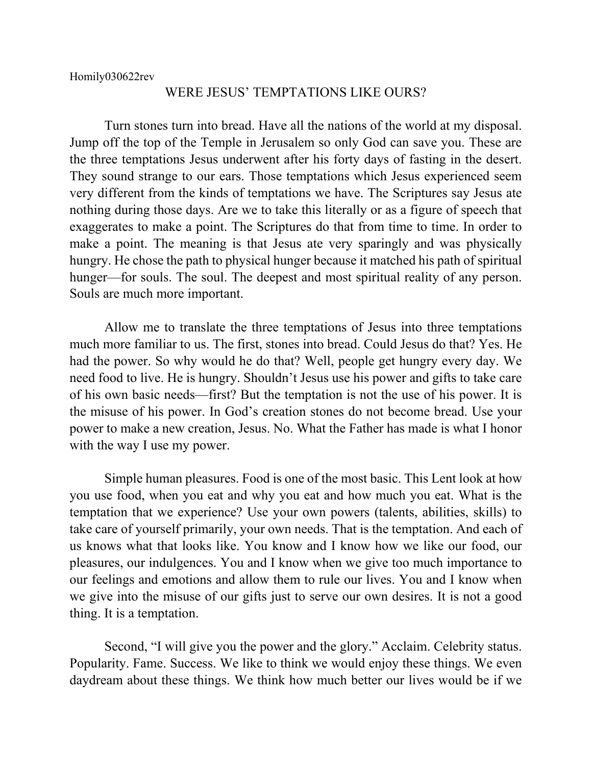Homily030622rev

# WERE JESUS' TEMPTATIONS LIKE OURS?

Turn stones turn into bread. Have all the nations of the world at my disposal. Jump off the top of the Temple in Jerusalem so only God can save you. These are the three temptations Jesus underwent after his forty days of fasting in the desert. They sound strange to our ears. Those temptations which Jesus experienced seem very different from the kinds of temptations we have. The Scriptures say Jesus ate nothing during those days. Are we to take this literally or as a figure of speech that exaggerates to make a point. The Scriptures do that from time to time. In order to make a point. The meaning is that Jesus ate very sparingly and was physically hungry. He chose the path to physical hunger because it matched his path of spiritual hunger—for souls. The soul. The deepest and most spiritual reality of any person. Souls are much more important.

Allow me to translate the three temptations of Jesus into three temptations much more familiar to us. The first, stones into bread. Could Jesus do that? Yes. He had the power. So why would he do that? Well, people get hungry every day. We need food to live. He is hungry. Shouldn't Jesus use his power and gifts to take care of his own basic needs—first? But the temptation is not the use of his power. It is the misuse of his power. In God's creation stones do not become bread. Use your power to make a new creation, Jesus. No. What the Father has made is what I honor with the way I use my power.

Simple human pleasures. Food is one of the most basic. This Lent look at how you use food, when you eat and why you eat and how much you eat. What is the temptation that we experience? Use your own powers (talents, abilities, skills) to take care of yourself primarily, your own needs. That is the temptation. And each of us knows what that looks like. You know and I know how we like our food, our pleasures, our indulgences. You and I know when we give too much importance to our feelings and emotions and allow them to rule our lives. You and I know when we give into the misuse of our gifts just to serve our own desires. It is not a good thing. It is a temptation.

Second, "I will give you the power and the glory." Acclaim. Celebrity status. Popularity. Fame. Success. We like to think we would enjoy these things. We even daydream about these things. We think how much better our lives would be if we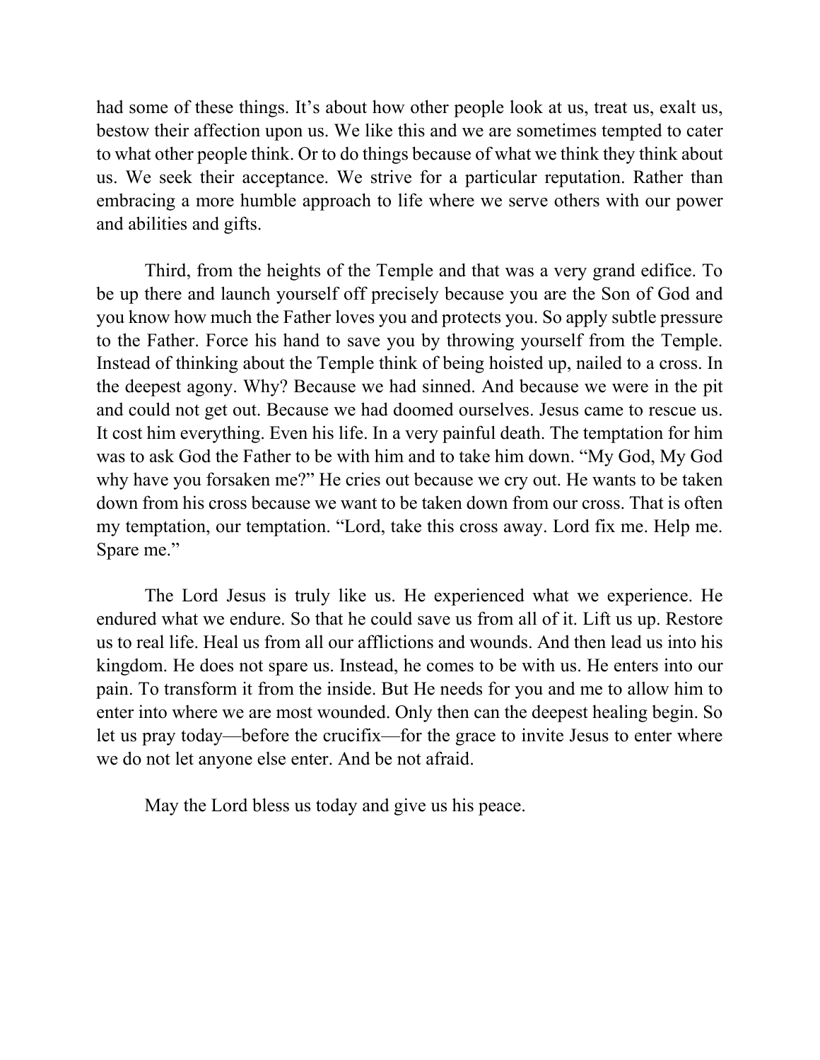had some of these things. It's about how other people look at us, treat us, exalt us, bestow their affection upon us. We like this and we are sometimes tempted to cater to what other people think. Or to do things because of what we think they think about us. We seek their acceptance. We strive for a particular reputation. Rather than embracing a more humble approach to life where we serve others with our power and abilities and gifts.

Third, from the heights of the Temple and that was a very grand edifice. To be up there and launch yourself off precisely because you are the Son of God and you know how much the Father loves you and protects you. So apply subtle pressure to the Father. Force his hand to save you by throwing yourself from the Temple. Instead of thinking about the Temple think of being hoisted up, nailed to a cross. In the deepest agony. Why? Because we had sinned. And because we were in the pit and could not get out. Because we had doomed ourselves. Jesus came to rescue us. It cost him everything. Even his life. In a very painful death. The temptation for him was to ask God the Father to be with him and to take him down. "My God, My God why have you forsaken me?" He cries out because we cry out. He wants to be taken down from his cross because we want to be taken down from our cross. That is often my temptation, our temptation. "Lord, take this cross away. Lord fix me. Help me. Spare me."

The Lord Jesus is truly like us. He experienced what we experience. He endured what we endure. So that he could save us from all of it. Lift us up. Restore us to real life. Heal us from all our afflictions and wounds. And then lead us into his kingdom. He does not spare us. Instead, he comes to be with us. He enters into our pain. To transform it from the inside. But He needs for you and me to allow him to enter into where we are most wounded. Only then can the deepest healing begin. So let us pray today—before the crucifix—for the grace to invite Jesus to enter where we do not let anyone else enter. And be not afraid.

May the Lord bless us today and give us his peace.